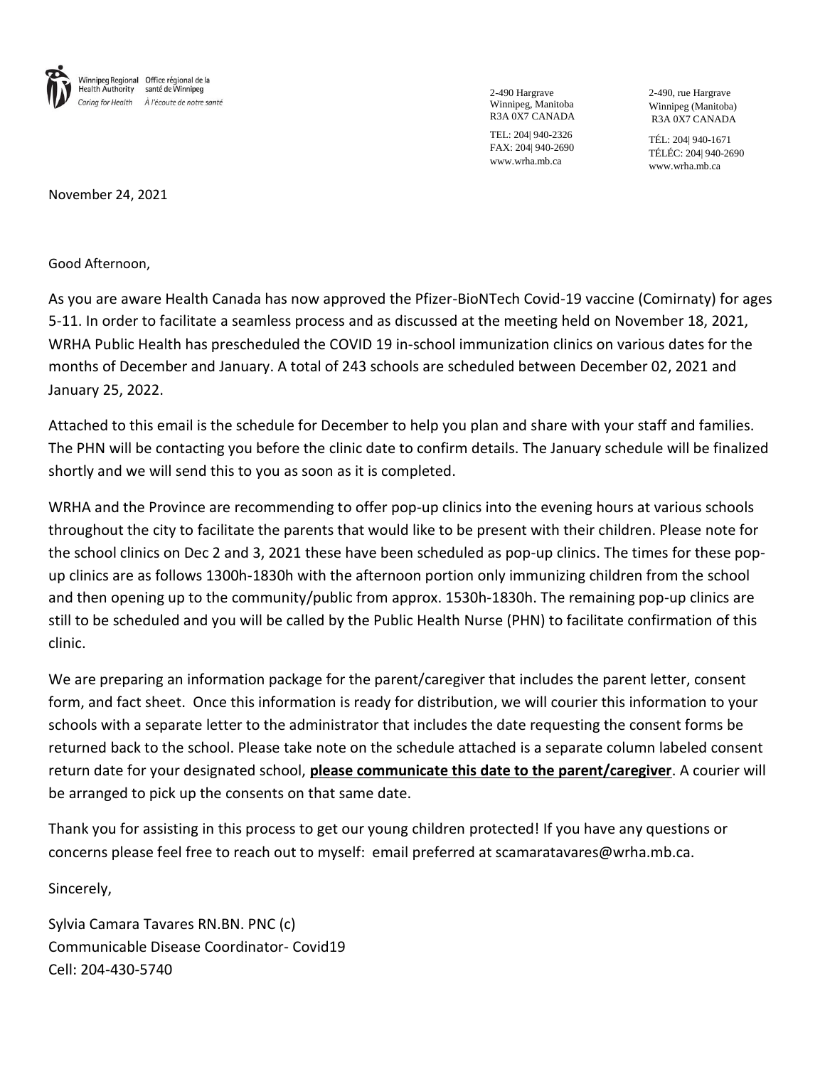Winnipeg Regional Health Authority
Office régional de la santé de Winnipeg
*Caring for Health* *À l'écoute de notre santé*

2-490 Hargrave
Winnipeg, Manitoba
R3A 0X7 CANADA

TEL: 204| 940-2326
FAX: 204| 940-2690
www.wrha.mb.ca

2-490, rue Hargrave
Winnipeg (Manitoba)
R3A 0X7 CANADA

TÉL: 204| 940-1671
TÉLÉC: 204| 940-2690
www.wrha.mb.ca

November 24, 2021

Good Afternoon,

As you are aware Health Canada has now approved the Pfizer-BioNTech Covid-19 vaccine (Comirnaty) for ages 5-11. In order to facilitate a seamless process and as discussed at the meeting held on November 18, 2021, WRHA Public Health has prescheduled the COVID 19 in-school immunization clinics on various dates for the months of December and January. A total of 243 schools are scheduled between December 02, 2021 and January 25, 2022.

Attached to this email is the schedule for December to help you plan and share with your staff and families. The PHN will be contacting you before the clinic date to confirm details. The January schedule will be finalized shortly and we will send this to you as soon as it is completed.

WRHA and the Province are recommending to offer pop-up clinics into the evening hours at various schools throughout the city to facilitate the parents that would like to be present with their children. Please note for the school clinics on Dec 2 and 3, 2021 these have been scheduled as pop-up clinics. The times for these pop-up clinics are as follows 1300h-1830h with the afternoon portion only immunizing children from the school and then opening up to the community/public from approx. 1530h-1830h. The remaining pop-up clinics are still to be scheduled and you will be called by the Public Health Nurse (PHN) to facilitate confirmation of this clinic.

We are preparing an information package for the parent/caregiver that includes the parent letter, consent form, and fact sheet. Once this information is ready for distribution, we will courier this information to your schools with a separate letter to the administrator that includes the date requesting the consent forms be returned back to the school. Please take note on the schedule attached is a separate column labeled consent return date for your designated school, **please communicate this date to the parent/caregiver**. A courier will be arranged to pick up the consents on that same date.

Thank you for assisting in this process to get our young children protected! If you have any questions or concerns please feel free to reach out to myself: email preferred at scamaratavares@wrha.mb.ca.

Sincerely,

Sylvia Camara Tavares RN.BN. PNC (c)
Communicable Disease Coordinator- Covid19
Cell: 204-430-5740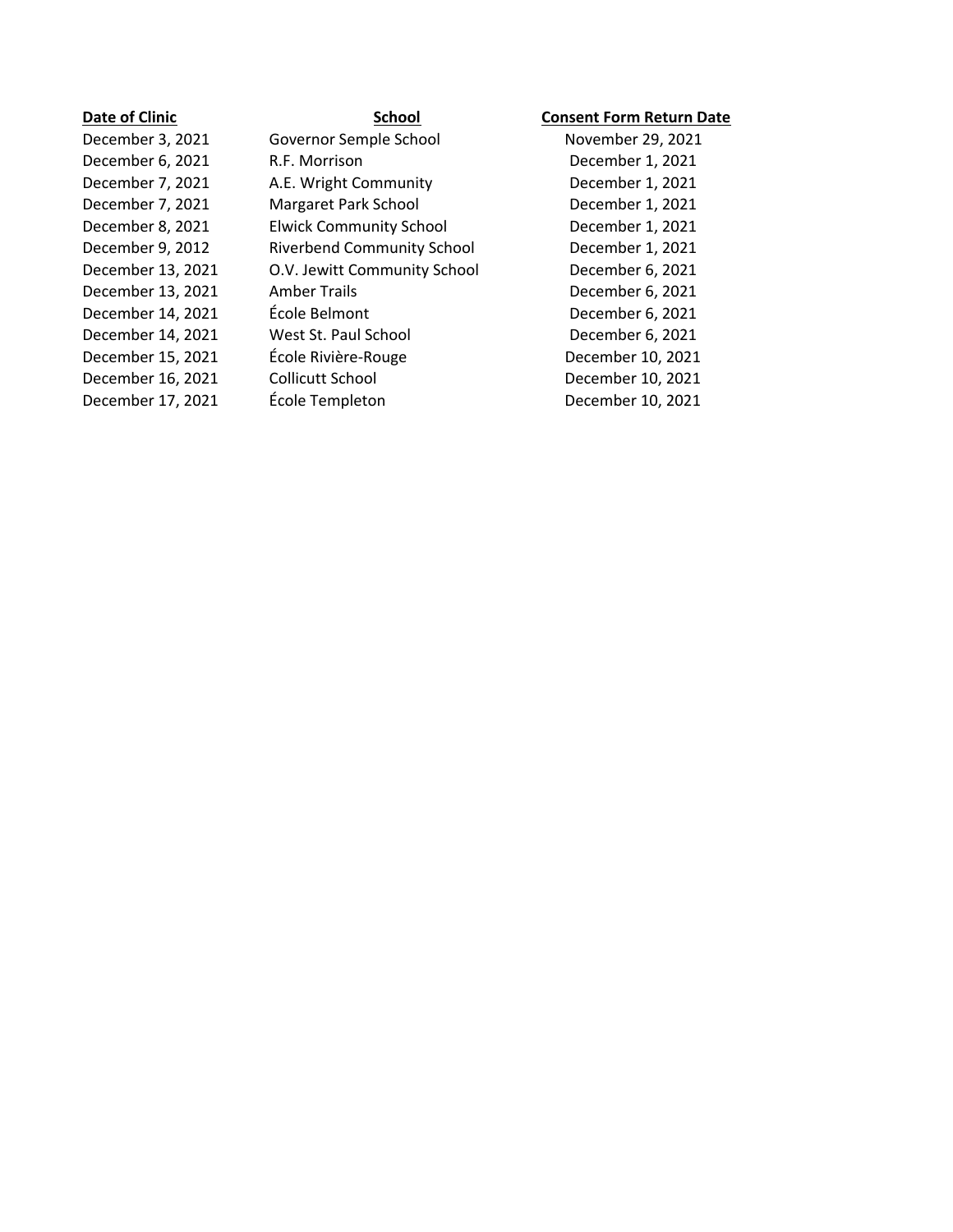| Date of Clinic | School | Consent Form Return Date |
|---|---|---|
| December 3, 2021 | Governor Semple School | November 29, 2021 |
| December 6, 2021 | R.F. Morrison | December 1, 2021 |
| December 7, 2021 | A.E. Wright Community | December 1, 2021 |
| December 7, 2021 | Margaret Park School | December 1, 2021 |
| December 8, 2021 | Elwick Community School | December 1, 2021 |
| December 9, 2012 | Riverbend Community School | December 1, 2021 |
| December 13, 2021 | O.V. Jewitt Community School | December 6, 2021 |
| December 13, 2021 | Amber Trails | December 6, 2021 |
| December 14, 2021 | École Belmont | December 6, 2021 |
| December 14, 2021 | West St. Paul School | December 6, 2021 |
| December 15, 2021 | École Rivière-Rouge | December 10, 2021 |
| December 16, 2021 | Collicutt School | December 10, 2021 |
| December 17, 2021 | École Templeton | December 10, 2021 |